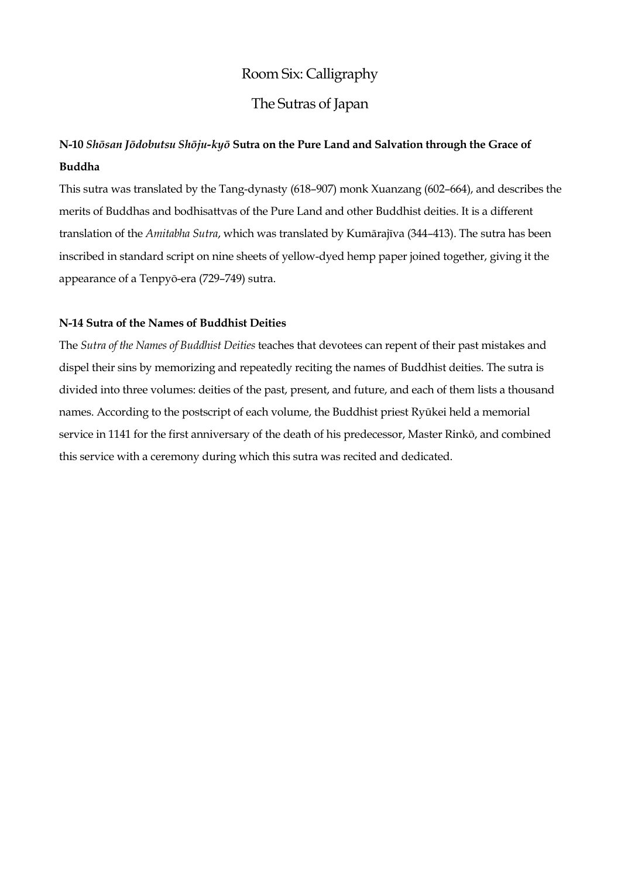# Room Six: Calligraphy

## The Sutras of Japan

### N-10 *Shōsan Jōdobutsu Shōju-kyō* Sutra on the Pure Land and Salvation through the Grace of Buddha

This sutra was translated by the Tang-dynasty (618–907) monk Xuanzang (602–664), and describes the merits of Buddhas and bodhisattvas of the Pure Land and other Buddhist deities. It is a different translation of the *Amitabha Sutra*, which was translated by Kumārajīva (344–413). The sutra has been inscribed in standard script on nine sheets of yellow-dyed hemp paper joined together, giving it the appearance of a Tenpyō-era (729–749) sutra.

### N-14 Sutra of the Names of Buddhist Deities

The *Sutra of the Names of Buddhist Deities* teaches that devotees can repent of their past mistakes and dispel their sins by memorizing and repeatedly reciting the names of Buddhist deities. The sutra is divided into three volumes: deities of the past, present, and future, and each of them lists a thousand names. According to the postscript of each volume, the Buddhist priest Ryūkei held a memorial service in 1141 for the first anniversary of the death of his predecessor, Master Rinkō, and combined this service with a ceremony during which this sutra was recited and dedicated.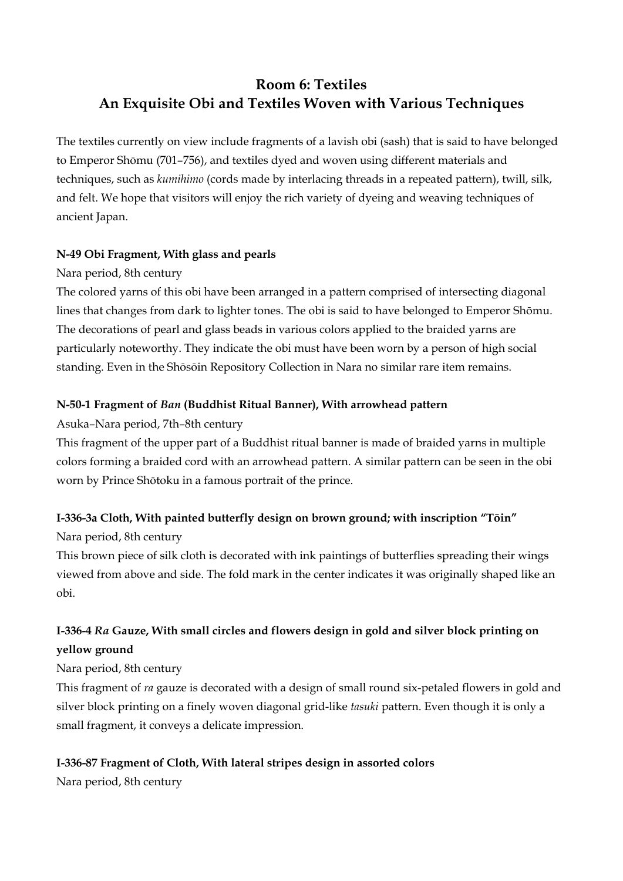## Room 6: Textiles
## An Exquisite Obi and Textiles Woven with Various Techniques

The textiles currently on view include fragments of a lavish obi (sash) that is said to have belonged to Emperor Shōmu (701–756), and textiles dyed and woven using different materials and techniques, such as *kumihimo* (cords made by interlacing threads in a repeated pattern), twill, silk, and felt. We hope that visitors will enjoy the rich variety of dyeing and weaving techniques of ancient Japan.

**N-49 Obi Fragment, With glass and pearls**

Nara period, 8th century

The colored yarns of this obi have been arranged in a pattern comprised of intersecting diagonal lines that changes from dark to lighter tones. The obi is said to have belonged to Emperor Shōmu. The decorations of pearl and glass beads in various colors applied to the braided yarns are particularly noteworthy. They indicate the obi must have been worn by a person of high social standing. Even in the Shōsōin Repository Collection in Nara no similar rare item remains.

**N-50-1 Fragment of *Ban* (Buddhist Ritual Banner), With arrowhead pattern**

Asuka–Nara period, 7th–8th century

This fragment of the upper part of a Buddhist ritual banner is made of braided yarns in multiple colors forming a braided cord with an arrowhead pattern. A similar pattern can be seen in the obi worn by Prince Shōtoku in a famous portrait of the prince.

**I-336-3a Cloth, With painted butterfly design on brown ground; with inscription "Tōin"**

Nara period, 8th century

This brown piece of silk cloth is decorated with ink paintings of butterflies spreading their wings viewed from above and side. The fold mark in the center indicates it was originally shaped like an obi.

**I-336-4 *Ra* Gauze, With small circles and flowers design in gold and silver block printing on yellow ground**

Nara period, 8th century

This fragment of *ra* gauze is decorated with a design of small round six-petaled flowers in gold and silver block printing on a finely woven diagonal grid-like *tasuki* pattern. Even though it is only a small fragment, it conveys a delicate impression.

**I-336-87 Fragment of Cloth, With lateral stripes design in assorted colors**

Nara period, 8th century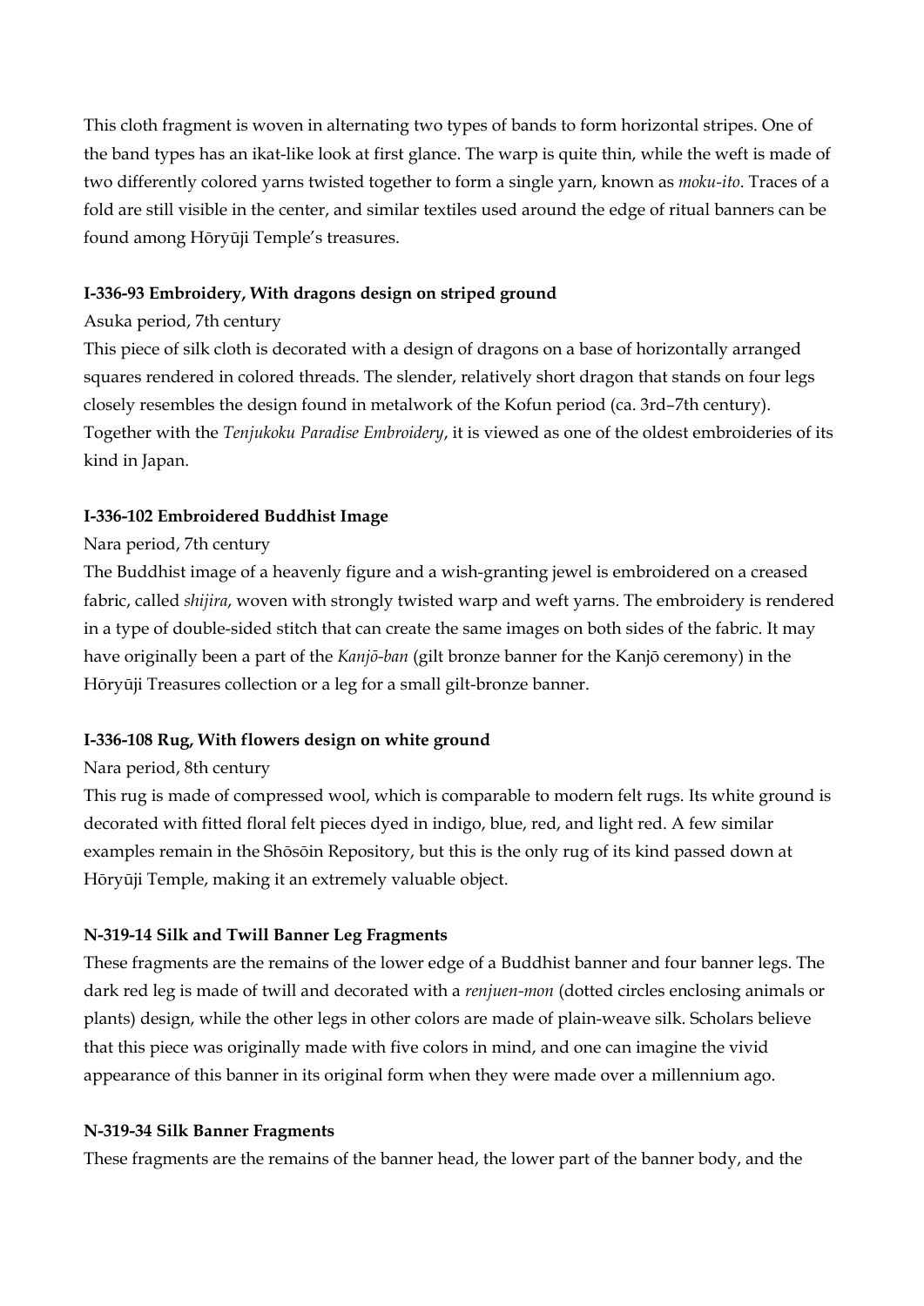This cloth fragment is woven in alternating two types of bands to form horizontal stripes. One of the band types has an ikat-like look at first glance. The warp is quite thin, while the weft is made of two differently colored yarns twisted together to form a single yarn, known as *moku-ito*. Traces of a fold are still visible in the center, and similar textiles used around the edge of ritual banners can be found among Hōryūji Temple's treasures.

**I-336-93 Embroidery, With dragons design on striped ground**

Asuka period, 7th century

This piece of silk cloth is decorated with a design of dragons on a base of horizontally arranged squares rendered in colored threads. The slender, relatively short dragon that stands on four legs closely resembles the design found in metalwork of the Kofun period (ca. 3rd–7th century). Together with the *Tenjukoku Paradise Embroidery*, it is viewed as one of the oldest embroideries of its kind in Japan.

**I-336-102 Embroidered Buddhist Image**

Nara period, 7th century

The Buddhist image of a heavenly figure and a wish-granting jewel is embroidered on a creased fabric, called *shijira*, woven with strongly twisted warp and weft yarns. The embroidery is rendered in a type of double-sided stitch that can create the same images on both sides of the fabric. It may have originally been a part of the *Kanjō-ban* (gilt bronze banner for the Kanjō ceremony) in the Hōryūji Treasures collection or a leg for a small gilt-bronze banner.

**I-336-108 Rug, With flowers design on white ground**

Nara period, 8th century

This rug is made of compressed wool, which is comparable to modern felt rugs. Its white ground is decorated with fitted floral felt pieces dyed in indigo, blue, red, and light red. A few similar examples remain in the Shōsōin Repository, but this is the only rug of its kind passed down at Hōryūji Temple, making it an extremely valuable object.

**N-319-14 Silk and Twill Banner Leg Fragments**

These fragments are the remains of the lower edge of a Buddhist banner and four banner legs. The dark red leg is made of twill and decorated with a *renjuen-mon* (dotted circles enclosing animals or plants) design, while the other legs in other colors are made of plain-weave silk. Scholars believe that this piece was originally made with five colors in mind, and one can imagine the vivid appearance of this banner in its original form when they were made over a millennium ago.

**N-319-34 Silk Banner Fragments**

These fragments are the remains of the banner head, the lower part of the banner body, and the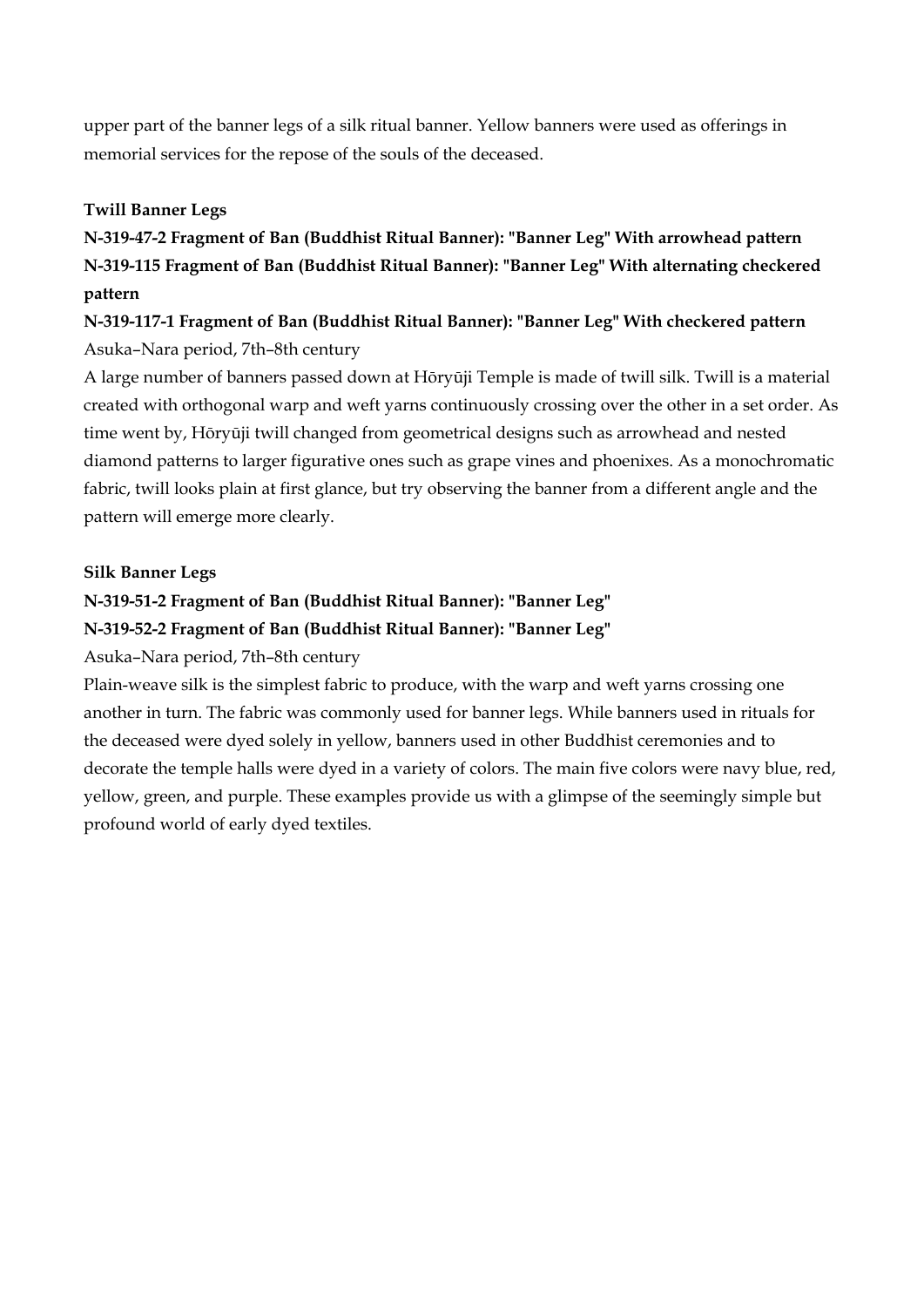upper part of the banner legs of a silk ritual banner. Yellow banners were used as offerings in memorial services for the repose of the souls of the deceased.

**Twill Banner Legs**

**N-319-47-2 Fragment of Ban (Buddhist Ritual Banner): "Banner Leg" With arrowhead pattern**
**N-319-115 Fragment of Ban (Buddhist Ritual Banner): "Banner Leg" With alternating checkered pattern**
**N-319-117-1 Fragment of Ban (Buddhist Ritual Banner): "Banner Leg" With checkered pattern**
Asuka–Nara period, 7th–8th century

A large number of banners passed down at Hōryūji Temple is made of twill silk. Twill is a material created with orthogonal warp and weft yarns continuously crossing over the other in a set order. As time went by, Hōryūji twill changed from geometrical designs such as arrowhead and nested diamond patterns to larger figurative ones such as grape vines and phoenixes. As a monochromatic fabric, twill looks plain at first glance, but try observing the banner from a different angle and the pattern will emerge more clearly.

**Silk Banner Legs**

**N-319-51-2 Fragment of Ban (Buddhist Ritual Banner): "Banner Leg"**
**N-319-52-2 Fragment of Ban (Buddhist Ritual Banner): "Banner Leg"**
Asuka–Nara period, 7th–8th century

Plain-weave silk is the simplest fabric to produce, with the warp and weft yarns crossing one another in turn. The fabric was commonly used for banner legs. While banners used in rituals for the deceased were dyed solely in yellow, banners used in other Buddhist ceremonies and to decorate the temple halls were dyed in a variety of colors. The main five colors were navy blue, red, yellow, green, and purple. These examples provide us with a glimpse of the seemingly simple but profound world of early dyed textiles.